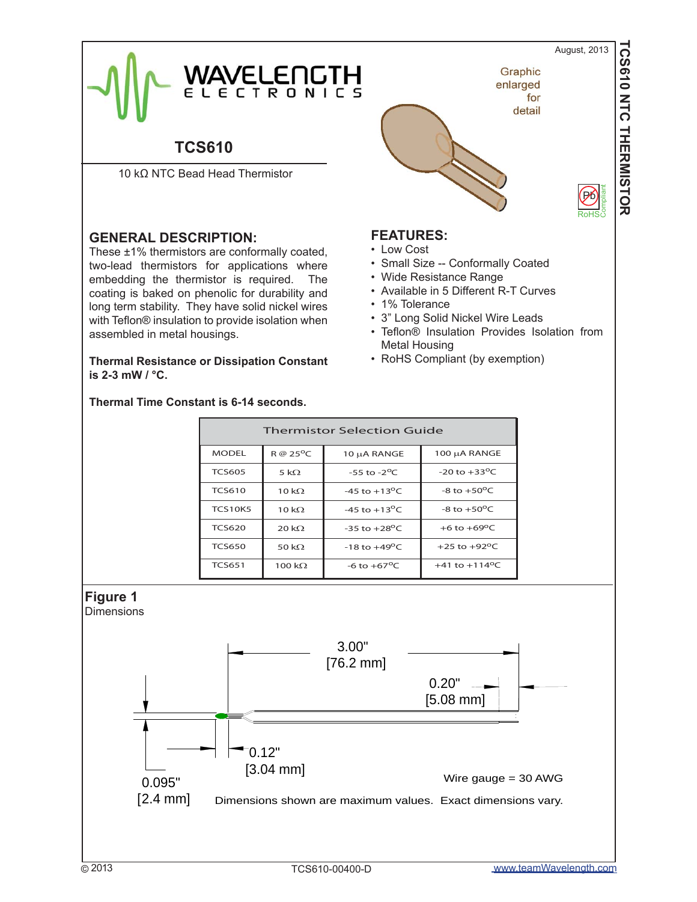August, 2013

TCS610 NTC THERMISTOR

# TCS610

10 kΩ NTC Bead Head Thermistor

Graphic enlarged for detail

## GENERAL DESCRIPTION:

These ±1% thermistors are conformally coated, two-lead thermistors for applications where embedding the thermistor is required. The coating is baked on phenolic for durability and long term stability. They have solid nickel wires with Teflon® insulation to provide isolation when assembled in metal housings.

**Thermal Resistance or Dissipation Constant is 2-3 mW / °C.**

**Thermal Time Constant is 6-14 seconds.**

## FEATURES:

- Low Cost
- Small Size -- Conformally Coated
- Wide Resistance Range
- Available in 5 Different R-T Curves
- 1% Tolerance
- 3" Long Solid Nickel Wire Leads
- Teflon® Insulation Provides Isolation from Metal Housing
- RoHS Compliant (by exemption)

**Thermistor Selection Guide**

| MODEL | R @ 25°C | 10 μA RANGE | 100 μA RANGE |
|---|---|---|---|
| TCS605 | 5 kΩ | -55 to -2°C | -20 to +33°C |
| TCS610 | 10 kΩ | -45 to +13°C | -8 to +50°C |
| TCS10K5 | 10 kΩ | -45 to +13°C | -8 to +50°C |
| TCS620 | 20 kΩ | -35 to +28°C | +6 to +69°C |
| TCS650 | 50 kΩ | -18 to +49°C | +25 to +92°C |
| TCS651 | 100 kΩ | -6 to +67°C | +41 to +114°C |

**Figure 1**
Dimensions

3.00" [76.2 mm]

0.20" [5.08 mm]

0.12" [3.04 mm]

0.095" [2.4 mm]

Wire gauge = 30 AWG

Dimensions shown are maximum values. Exact dimensions vary.

© 2013 TCS610-00400-D www.teamWavelength.com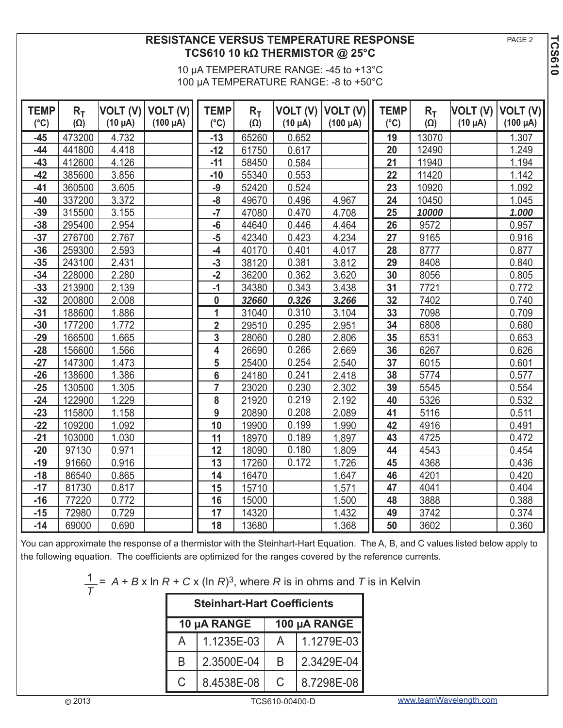# RESISTANCE VERSUS TEMPERATURE RESPONSE
## TCS610 10 kΩ THERMISTOR @ 25°C

10 µA TEMPERATURE RANGE: -45 to +13°C
100 µA TEMPERATURE RANGE: -8 to +50°C

| TEMP (°C) | $R_T$ (Ω) | VOLT (V) (10 µA) | VOLT (V) (100 µA) |
|---|---|---|---|
| **-45** | 473200 | 4.732 | |
| **-44** | 441800 | 4.418 | |
| **-43** | 412600 | 4.126 | |
| **-42** | 385600 | 3.856 | |
| **-41** | 360500 | 3.605 | |
| **-40** | 337200 | 3.372 | |
| **-39** | 315500 | 3.155 | |
| **-38** | 295400 | 2.954 | |
| **-37** | 276700 | 2.767 | |
| **-36** | 259300 | 2.593 | |
| **-35** | 243100 | 2.431 | |
| **-34** | 228000 | 2.280 | |
| **-33** | 213900 | 2.139 | |
| **-32** | 200800 | 2.008 | |
| **-31** | 188600 | 1.886 | |
| **-30** | 177200 | 1.772 | |
| **-29** | 166500 | 1.665 | |
| **-28** | 156600 | 1.566 | |
| **-27** | 147300 | 1.473 | |
| **-26** | 138600 | 1.386 | |
| **-25** | 130500 | 1.305 | |
| **-24** | 122900 | 1.229 | |
| **-23** | 115800 | 1.158 | |
| **-22** | 109200 | 1.092 | |
| **-21** | 103000 | 1.030 | |
| **-20** | 97130 | 0.971 | |
| **-19** | 91660 | 0.916 | |
| **-18** | 86540 | 0.865 | |
| **-17** | 81730 | 0.817 | |
| **-16** | 77220 | 0.772 | |
| **-15** | 72980 | 0.729 | |
| **-14** | 69000 | 0.690 | |
| **-13** | 65260 | 0.652 | |
| **-12** | 61750 | 0.617 | |
| **-11** | 58450 | 0.584 | |
| **-10** | 55340 | 0.553 | |
| **-9** | 52420 | 0.524 | |
| **-8** | 49670 | 0.496 | 4.967 |
| **-7** | 47080 | 0.470 | 4.708 |
| **-6** | 44640 | 0.446 | 4.464 |
| **-5** | 42340 | 0.423 | 4.234 |
| **-4** | 40170 | 0.401 | 4.017 |
| **-3** | 38120 | 0.381 | 3.812 |
| **-2** | 36200 | 0.362 | 3.620 |
| **-1** | 34380 | 0.343 | 3.438 |
| **0** | ***32660*** | ***0.326*** | ***3.266*** |
| **1** | 31040 | 0.310 | 3.104 |
| **2** | 29510 | 0.295 | 2.951 |
| **3** | 28060 | 0.280 | 2.806 |
| **4** | 26690 | 0.266 | 2.669 |
| **5** | 25400 | 0.254 | 2.540 |
| **6** | 24180 | 0.241 | 2.418 |
| **7** | 23020 | 0.230 | 2.302 |
| **8** | 21920 | 0.219 | 2.192 |
| **9** | 20890 | 0.208 | 2.089 |
| **10** | 19900 | 0.199 | 1.990 |
| **11** | 18970 | 0.189 | 1.897 |
| **12** | 18090 | 0.180 | 1.809 |
| **13** | 17260 | 0.172 | 1.726 |
| **14** | 16470 | | 1.647 |
| **15** | 15710 | | 1.571 |
| **16** | 15000 | | 1.500 |
| **17** | 14320 | | 1.432 |
| **18** | 13680 | | 1.368 |
| **19** | 13070 | | 1.307 |
| **20** | 12490 | | 1.249 |
| **21** | 11940 | | 1.194 |
| **22** | 11420 | | 1.142 |
| **23** | 10920 | | 1.092 |
| **24** | 10450 | | 1.045 |
| **25** | ***10000*** | | ***1.000*** |
| **26** | 9572 | | 0.957 |
| **27** | 9165 | | 0.916 |
| **28** | 8777 | | 0.877 |
| **29** | 8408 | | 0.840 |
| **30** | 8056 | | 0.805 |
| **31** | 7721 | | 0.772 |
| **32** | 7402 | | 0.740 |
| **33** | 7098 | | 0.709 |
| **34** | 6808 | | 0.680 |
| **35** | 6531 | | 0.653 |
| **36** | 6267 | | 0.626 |
| **37** | 6015 | | 0.601 |
| **38** | 5774 | | 0.577 |
| **39** | 5545 | | 0.554 |
| **40** | 5326 | | 0.532 |
| **41** | 5116 | | 0.511 |
| **42** | 4916 | | 0.491 |
| **43** | 4725 | | 0.472 |
| **44** | 4543 | | 0.454 |
| **45** | 4368 | | 0.436 |
| **46** | 4201 | | 0.420 |
| **47** | 4041 | | 0.404 |
| **48** | 3888 | | 0.388 |
| **49** | 3742 | | 0.374 |
| **50** | 3602 | | 0.360 |

You can approximate the response of a thermistor with the Steinhart-Hart Equation. The A, B, and C values listed below apply to the following equation. The coefficients are optimized for the ranges covered by the reference currents.

$$\frac{1}{T} = A + B \times \ln R + C \times (\ln R)^3$$, where $R$ is in ohms and $T$ is in Kelvin

| Steinhart-Hart Coefficients | | | |
|---|---|---|---|
| **10 µA RANGE** | | **100 µA RANGE** | |
| A | 1.1235E-03 | A | 1.1279E-03 |
| B | 2.3500E-04 | B | 2.3429E-04 |
| C | 8.4538E-08 | C | 8.7298E-08 |

© 2013 TCS610-00400-D www.teamWavelength.com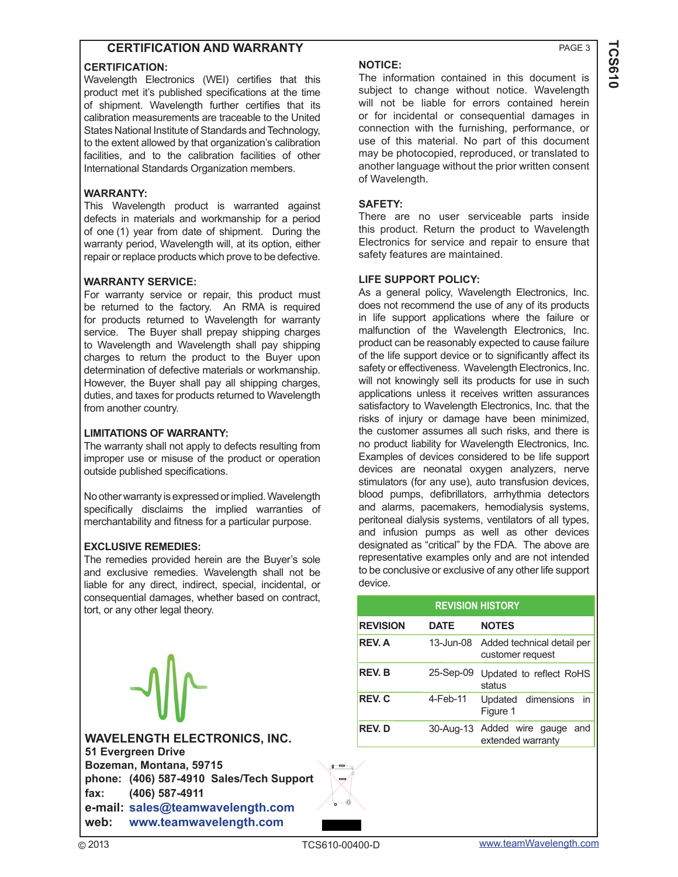# CERTIFICATION AND WARRANTY

### CERTIFICATION:

Wavelength Electronics (WEI) certifies that this product met it's published specifications at the time of shipment. Wavelength further certifies that its calibration measurements are traceable to the United States National Institute of Standards and Technology, to the extent allowed by that organization's calibration facilities, and to the calibration facilities of other International Standards Organization members.

### WARRANTY:

This Wavelength product is warranted against defects in materials and workmanship for a period of one (1) year from date of shipment. During the warranty period, Wavelength will, at its option, either repair or replace products which prove to be defective.

### WARRANTY SERVICE:

For warranty service or repair, this product must be returned to the factory. An RMA is required for products returned to Wavelength for warranty service. The Buyer shall prepay shipping charges to Wavelength and Wavelength shall pay shipping charges to return the product to the Buyer upon determination of defective materials or workmanship. However, the Buyer shall pay all shipping charges, duties, and taxes for products returned to Wavelength from another country.

### LIMITATIONS OF WARRANTY:

The warranty shall not apply to defects resulting from improper use or misuse of the product or operation outside published specifications.

No other warranty is expressed or implied. Wavelength specifically disclaims the implied warranties of merchantability and fitness for a particular purpose.

### EXCLUSIVE REMEDIES:

The remedies provided herein are the Buyer's sole and exclusive remedies. Wavelength shall not be liable for any direct, indirect, special, incidental, or consequential damages, whether based on contract, tort, or any other legal theory.

### NOTICE:

The information contained in this document is subject to change without notice. Wavelength will not be liable for errors contained herein or for incidental or consequential damages in connection with the furnishing, performance, or use of this material. No part of this document may be photocopied, reproduced, or translated to another language without the prior written consent of Wavelength.

### SAFETY:

There are no user serviceable parts inside this product. Return the product to Wavelength Electronics for service and repair to ensure that safety features are maintained.

### LIFE SUPPORT POLICY:

As a general policy, Wavelength Electronics, Inc. does not recommend the use of any of its products in life support applications where the failure or malfunction of the Wavelength Electronics, Inc. product can be reasonably expected to cause failure of the life support device or to significantly affect its safety or effectiveness. Wavelength Electronics, Inc. will not knowingly sell its products for use in such applications unless it receives written assurances satisfactory to Wavelength Electronics, Inc. that the risks of injury or damage have been minimized, the customer assumes all such risks, and there is no product liability for Wavelength Electronics, Inc. Examples of devices considered to be life support devices are neonatal oxygen analyzers, nerve stimulators (for any use), auto transfusion devices, blood pumps, defibrillators, arrhythmia detectors and alarms, pacemakers, hemodialysis systems, peritoneal dialysis systems, ventilators of all types, and infusion pumps as well as other devices designated as "critical" by the FDA. The above are representative examples only and are not intended to be conclusive or exclusive of any other life support device.

**REVISION HISTORY**

| REVISION | DATE | NOTES |
|---|---|---|
| REV. A | 13-Jun-08 | Added technical detail per customer request |
| REV. B | 25-Sep-09 | Updated to reflect RoHS status |
| REV. C | 4-Feb-11 | Updated dimensions in Figure 1 |
| REV. D | 30-Aug-13 | Added wire gauge and extended warranty |

**WAVELENGTH ELECTRONICS, INC.**
**51 Evergreen Drive**
**Bozeman, Montana, 59715**
**phone: (406) 587-4910 Sales/Tech Support**
**fax: (406) 587-4911**
**e-mail: sales@teamwavelength.com**
**web: www.teamwavelength.com**

© 2013 TCS610-00400-D